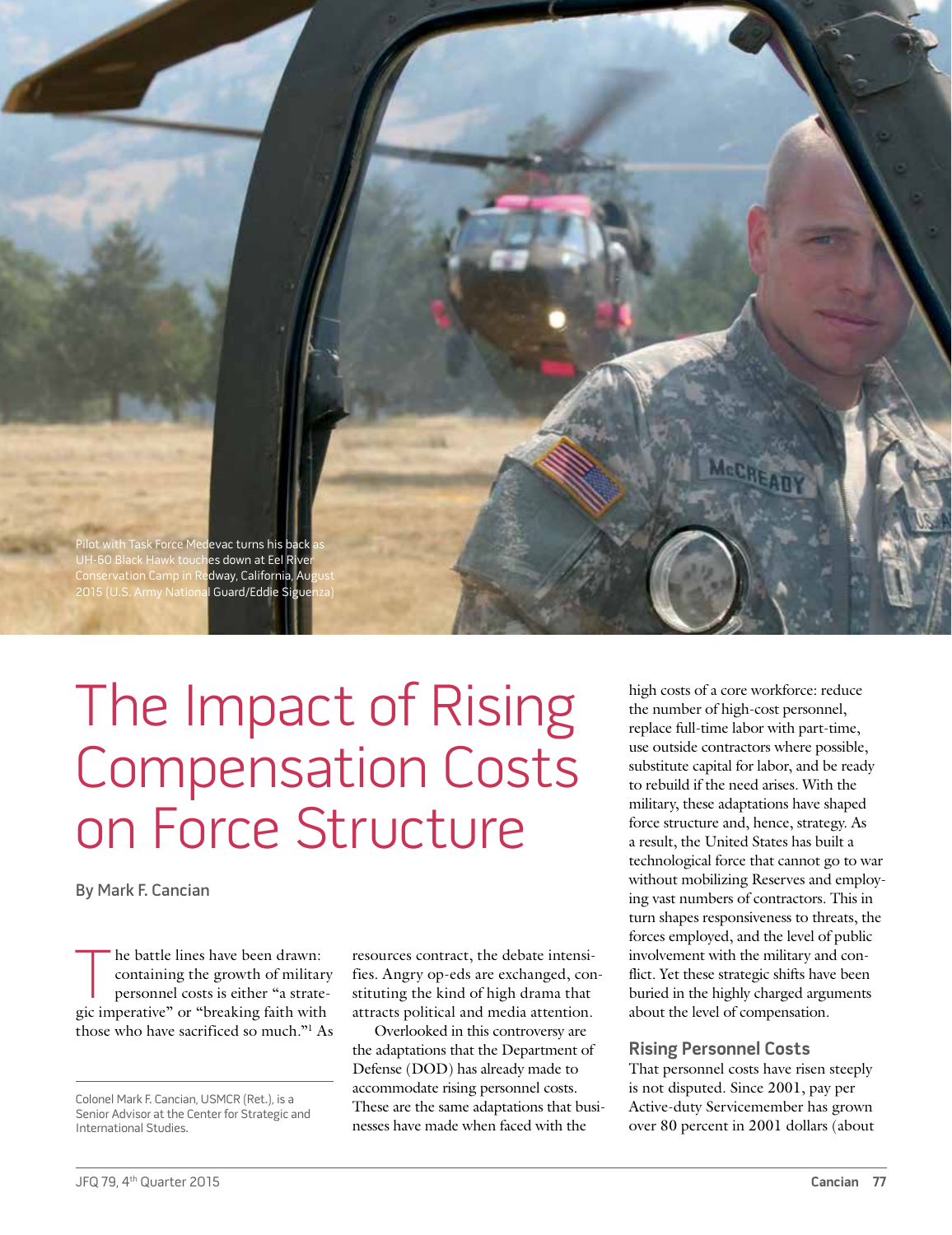Pilot with Task Force Medevac turns his back as UH-60 Black Hawk touches down at Eel River Conservation Camp in Redway, California, August 2015 (U.S. Army National Guard/Eddie Siguenza)

# The Impact of Rising Compensation Costs on Force Structure

By Mark F. Cancian

The battle lines have been drawn: containing the growth of military personnel costs is either "a strategic imperative" or "breaking faith with those who have sacrificed so much."[1] As resources contract, the debate intensifies. Angry op-eds are exchanged, constituting the kind of high drama that attracts political and media attention.

Overlooked in this controversy are the adaptations that the Department of Defense (DOD) has already made to accommodate rising personnel costs. These are the same adaptations that businesses have made when faced with the high costs of a core workforce: reduce the number of high-cost personnel, replace full-time labor with part-time, use outside contractors where possible, substitute capital for labor, and be ready to rebuild if the need arises. With the military, these adaptations have shaped force structure and, hence, strategy. As a result, the United States has built a technological force that cannot go to war without mobilizing Reserves and employing vast numbers of contractors. This in turn shapes responsiveness to threats, the forces employed, and the level of public involvement with the military and conflict. Yet these strategic shifts have been buried in the highly charged arguments about the level of compensation.

Colonel Mark F. Cancian, USMCR (Ret.), is a Senior Advisor at the Center for Strategic and International Studies.

## Rising Personnel Costs

That personnel costs have risen steeply is not disputed. Since 2001, pay per Active-duty Servicemember has grown over 80 percent in 2001 dollars (about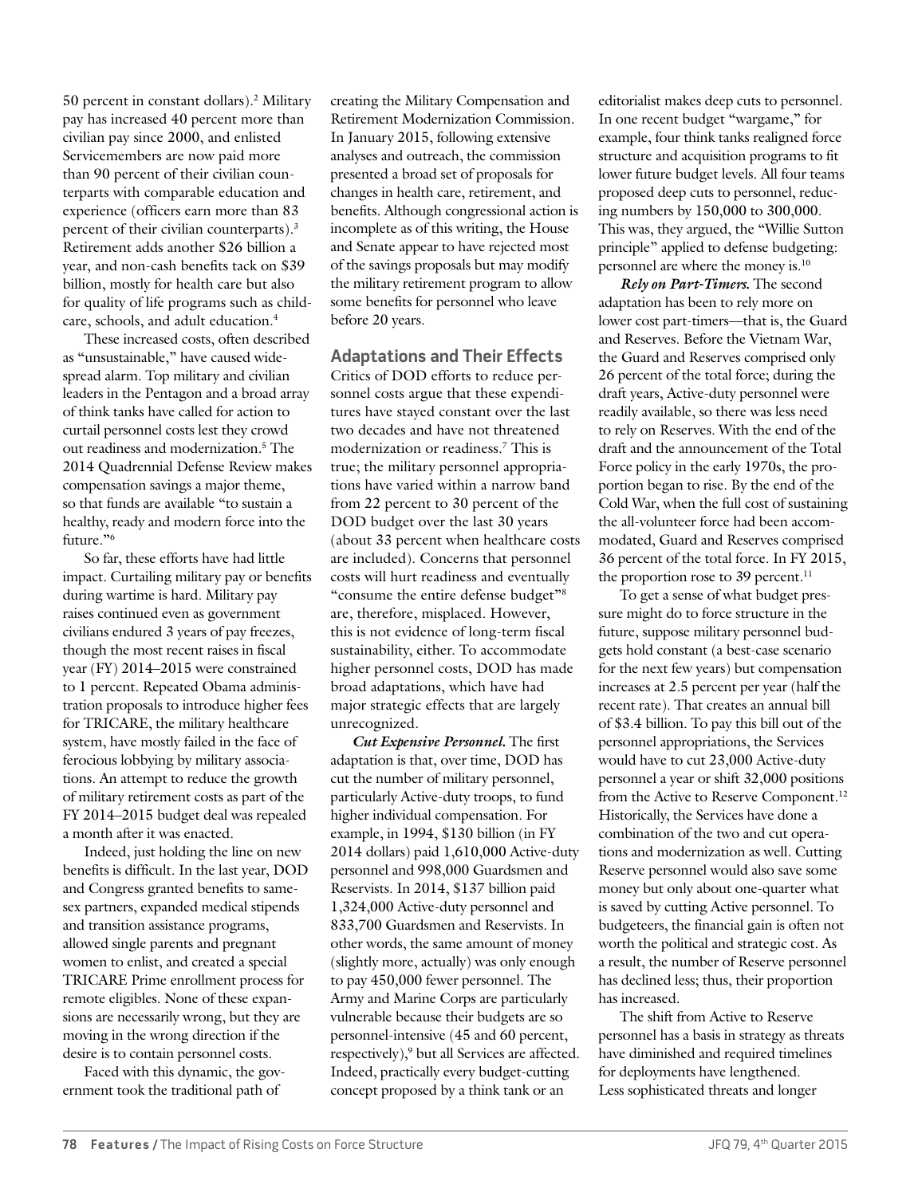50 percent in constant dollars).[2] Military pay has increased 40 percent more than civilian pay since 2000, and enlisted Servicemembers are now paid more than 90 percent of their civilian counterparts with comparable education and experience (officers earn more than 83 percent of their civilian counterparts).[3] Retirement adds another $26 billion a year, and non-cash benefits tack on $39 billion, mostly for health care but also for quality of life programs such as childcare, schools, and adult education.[4]

These increased costs, often described as "unsustainable," have caused widespread alarm. Top military and civilian leaders in the Pentagon and a broad array of think tanks have called for action to curtail personnel costs lest they crowd out readiness and modernization.[5] The 2014 Quadrennial Defense Review makes compensation savings a major theme, so that funds are available "to sustain a healthy, ready and modern force into the future."[6]

So far, these efforts have had little impact. Curtailing military pay or benefits during wartime is hard. Military pay raises continued even as government civilians endured 3 years of pay freezes, though the most recent raises in fiscal year (FY) 2014–2015 were constrained to 1 percent. Repeated Obama administration proposals to introduce higher fees for TRICARE, the military healthcare system, have mostly failed in the face of ferocious lobbying by military associations. An attempt to reduce the growth of military retirement costs as part of the FY 2014–2015 budget deal was repealed a month after it was enacted.

Indeed, just holding the line on new benefits is difficult. In the last year, DOD and Congress granted benefits to same-sex partners, expanded medical stipends and transition assistance programs, allowed single parents and pregnant women to enlist, and created a special TRICARE Prime enrollment process for remote eligibles. None of these expansions are necessarily wrong, but they are moving in the wrong direction if the desire is to contain personnel costs.

Faced with this dynamic, the government took the traditional path of creating the Military Compensation and Retirement Modernization Commission. In January 2015, following extensive analyses and outreach, the commission presented a broad set of proposals for changes in health care, retirement, and benefits. Although congressional action is incomplete as of this writing, the House and Senate appear to have rejected most of the savings proposals but may modify the military retirement program to allow some benefits for personnel who leave before 20 years.

## Adaptations and Their Effects

Critics of DOD efforts to reduce personnel costs argue that these expenditures have stayed constant over the last two decades and have not threatened modernization or readiness.[7] This is true; the military personnel appropriations have varied within a narrow band from 22 percent to 30 percent of the DOD budget over the last 30 years (about 33 percent when healthcare costs are included). Concerns that personnel costs will hurt readiness and eventually "consume the entire defense budget"[8] are, therefore, misplaced. However, this is not evidence of long-term fiscal sustainability, either. To accommodate higher personnel costs, DOD has made broad adaptations, which have had major strategic effects that are largely unrecognized.

***Cut Expensive Personnel.*** The first adaptation is that, over time, DOD has cut the number of military personnel, particularly Active-duty troops, to fund higher individual compensation. For example, in 1994, $130 billion (in FY 2014 dollars) paid 1,610,000 Active-duty personnel and 998,000 Guardsmen and Reservists. In 2014, $137 billion paid 1,324,000 Active-duty personnel and 833,700 Guardsmen and Reservists. In other words, the same amount of money (slightly more, actually) was only enough to pay 450,000 fewer personnel. The Army and Marine Corps are particularly vulnerable because their budgets are so personnel-intensive (45 and 60 percent, respectively),[9] but all Services are affected. Indeed, practically every budget-cutting concept proposed by a think tank or an editorialist makes deep cuts to personnel. In one recent budget "wargame," for example, four think tanks realigned force structure and acquisition programs to fit lower future budget levels. All four teams proposed deep cuts to personnel, reducing numbers by 150,000 to 300,000. This was, they argued, the "Willie Sutton principle" applied to defense budgeting: personnel are where the money is.[10]

***Rely on Part-Timers.*** The second adaptation has been to rely more on lower cost part-timers—that is, the Guard and Reserves. Before the Vietnam War, the Guard and Reserves comprised only 26 percent of the total force; during the draft years, Active-duty personnel were readily available, so there was less need to rely on Reserves. With the end of the draft and the announcement of the Total Force policy in the early 1970s, the proportion began to rise. By the end of the Cold War, when the full cost of sustaining the all-volunteer force had been accommodated, Guard and Reserves comprised 36 percent of the total force. In FY 2015, the proportion rose to 39 percent.[11]

To get a sense of what budget pressure might do to force structure in the future, suppose military personnel budgets hold constant (a best-case scenario for the next few years) but compensation increases at 2.5 percent per year (half the recent rate). That creates an annual bill of $3.4 billion. To pay this bill out of the personnel appropriations, the Services would have to cut 23,000 Active-duty personnel a year or shift 32,000 positions from the Active to Reserve Component.[12] Historically, the Services have done a combination of the two and cut operations and modernization as well. Cutting Reserve personnel would also save some money but only about one-quarter what is saved by cutting Active personnel. To budgeteers, the financial gain is often not worth the political and strategic cost. As a result, the number of Reserve personnel has declined less; thus, their proportion has increased.

The shift from Active to Reserve personnel has a basis in strategy as threats have diminished and required timelines for deployments have lengthened. Less sophisticated threats and longer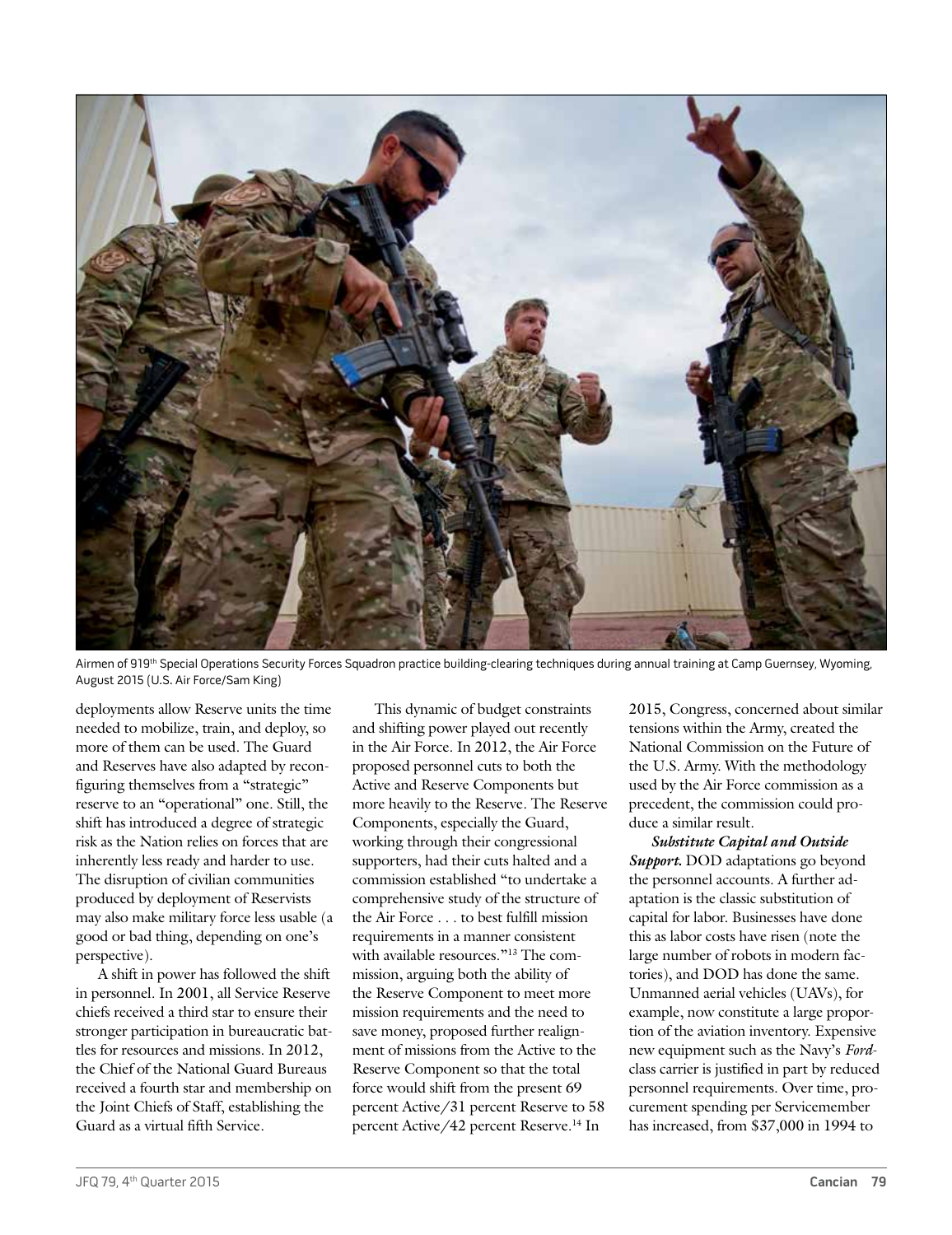Airmen of 919th Special Operations Security Forces Squadron practice building-clearing techniques during annual training at Camp Guernsey, Wyoming, August 2015 (U.S. Air Force/Sam King)

deployments allow Reserve units the time needed to mobilize, train, and deploy, so more of them can be used. The Guard and Reserves have also adapted by reconfiguring themselves from a "strategic" reserve to an "operational" one. Still, the shift has introduced a degree of strategic risk as the Nation relies on forces that are inherently less ready and harder to use. The disruption of civilian communities produced by deployment of Reservists may also make military force less usable (a good or bad thing, depending on one's perspective).

A shift in power has followed the shift in personnel. In 2001, all Service Reserve chiefs received a third star to ensure their stronger participation in bureaucratic battles for resources and missions. In 2012, the Chief of the National Guard Bureaus received a fourth star and membership on the Joint Chiefs of Staff, establishing the Guard as a virtual fifth Service.

This dynamic of budget constraints and shifting power played out recently in the Air Force. In 2012, the Air Force proposed personnel cuts to both the Active and Reserve Components but more heavily to the Reserve. The Reserve Components, especially the Guard, working through their congressional supporters, had their cuts halted and a commission established "to undertake a comprehensive study of the structure of the Air Force . . . to best fulfill mission requirements in a manner consistent with available resources."[13] The commission, arguing both the ability of the Reserve Component to meet more mission requirements and the need to save money, proposed further realignment of missions from the Active to the Reserve Component so that the total force would shift from the present 69 percent Active/31 percent Reserve to 58 percent Active/42 percent Reserve.[14] In 2015, Congress, concerned about similar tensions within the Army, created the National Commission on the Future of the U.S. Army. With the methodology used by the Air Force commission as a precedent, the commission could produce a similar result.

***Substitute Capital and Outside Support.*** DOD adaptations go beyond the personnel accounts. A further adaptation is the classic substitution of capital for labor. Businesses have done this as labor costs have risen (note the large number of robots in modern factories), and DOD has done the same. Unmanned aerial vehicles (UAVs), for example, now constitute a large proportion of the aviation inventory. Expensive new equipment such as the Navy's *Ford*-class carrier is justified in part by reduced personnel requirements. Over time, procurement spending per Servicemember has increased, from $37,000 in 1994 to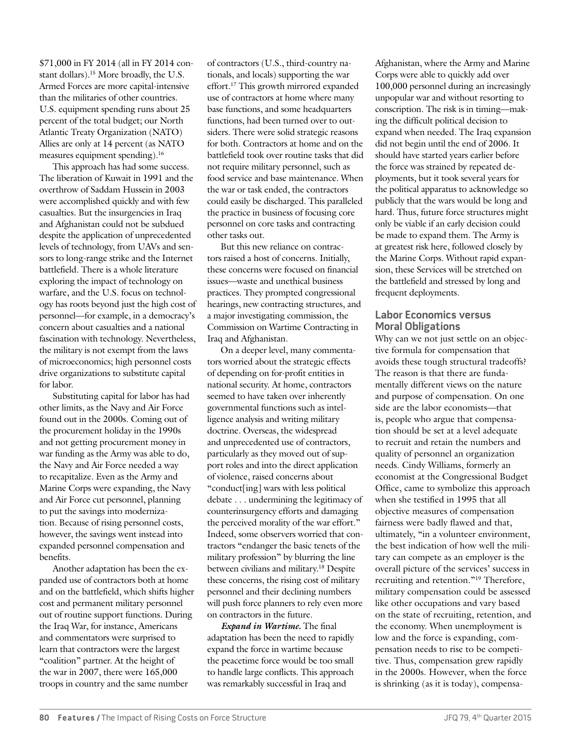$71,000 in FY 2014 (all in FY 2014 constant dollars).[15] More broadly, the U.S. Armed Forces are more capital-intensive than the militaries of other countries. U.S. equipment spending runs about 25 percent of the total budget; our North Atlantic Treaty Organization (NATO) Allies are only at 14 percent (as NATO measures equipment spending).[16]

This approach has had some success. The liberation of Kuwait in 1991 and the overthrow of Saddam Hussein in 2003 were accomplished quickly and with few casualties. But the insurgencies in Iraq and Afghanistan could not be subdued despite the application of unprecedented levels of technology, from UAVs and sensors to long-range strike and the Internet battlefield. There is a whole literature exploring the impact of technology on warfare, and the U.S. focus on technology has roots beyond just the high cost of personnel—for example, in a democracy's concern about casualties and a national fascination with technology. Nevertheless, the military is not exempt from the laws of microeconomics; high personnel costs drive organizations to substitute capital for labor.

Substituting capital for labor has had other limits, as the Navy and Air Force found out in the 2000s. Coming out of the procurement holiday in the 1990s and not getting procurement money in war funding as the Army was able to do, the Navy and Air Force needed a way to recapitalize. Even as the Army and Marine Corps were expanding, the Navy and Air Force cut personnel, planning to put the savings into modernization. Because of rising personnel costs, however, the savings went instead into expanded personnel compensation and benefits.

Another adaptation has been the expanded use of contractors both at home and on the battlefield, which shifts higher cost and permanent military personnel out of routine support functions. During the Iraq War, for instance, Americans and commentators were surprised to learn that contractors were the largest "coalition" partner. At the height of the war in 2007, there were 165,000 troops in country and the same number of contractors (U.S., third-country nationals, and locals) supporting the war effort.[17] This growth mirrored expanded use of contractors at home where many base functions, and some headquarters functions, had been turned over to outsiders. There were solid strategic reasons for both. Contractors at home and on the battlefield took over routine tasks that did not require military personnel, such as food service and base maintenance. When the war or task ended, the contractors could easily be discharged. This paralleled the practice in business of focusing core personnel on core tasks and contracting other tasks out.

But this new reliance on contractors raised a host of concerns. Initially, these concerns were focused on financial issues—waste and unethical business practices. They prompted congressional hearings, new contracting structures, and a major investigating commission, the Commission on Wartime Contracting in Iraq and Afghanistan.

On a deeper level, many commentators worried about the strategic effects of depending on for-profit entities in national security. At home, contractors seemed to have taken over inherently governmental functions such as intelligence analysis and writing military doctrine. Overseas, the widespread and unprecedented use of contractors, particularly as they moved out of support roles and into the direct application of violence, raised concerns about "conduct[ing] wars with less political debate . . . undermining the legitimacy of counterinsurgency efforts and damaging the perceived morality of the war effort." Indeed, some observers worried that contractors "endanger the basic tenets of the military profession" by blurring the line between civilians and military.[18] Despite these concerns, the rising cost of military personnel and their declining numbers will push force planners to rely even more on contractors in the future.

***Expand in Wartime.*** The final adaptation has been the need to rapidly expand the force in wartime because the peacetime force would be too small to handle large conflicts. This approach was remarkably successful in Iraq and Afghanistan, where the Army and Marine Corps were able to quickly add over 100,000 personnel during an increasingly unpopular war and without resorting to conscription. The risk is in timing—making the difficult political decision to expand when needed. The Iraq expansion did not begin until the end of 2006. It should have started years earlier before the force was strained by repeated deployments, but it took several years for the political apparatus to acknowledge so publicly that the wars would be long and hard. Thus, future force structures might only be viable if an early decision could be made to expand them. The Army is at greatest risk here, followed closely by the Marine Corps. Without rapid expansion, these Services will be stretched on the battlefield and stressed by long and frequent deployments.

## Labor Economics versus Moral Obligations

Why can we not just settle on an objective formula for compensation that avoids these tough structural tradeoffs? The reason is that there are fundamentally different views on the nature and purpose of compensation. On one side are the labor economists—that is, people who argue that compensation should be set at a level adequate to recruit and retain the numbers and quality of personnel an organization needs. Cindy Williams, formerly an economist at the Congressional Budget Office, came to symbolize this approach when she testified in 1995 that all objective measures of compensation fairness were badly flawed and that, ultimately, "in a volunteer environment, the best indication of how well the military can compete as an employer is the overall picture of the services' success in recruiting and retention."[19] Therefore, military compensation could be assessed like other occupations and vary based on the state of recruiting, retention, and the economy. When unemployment is low and the force is expanding, compensation needs to rise to be competitive. Thus, compensation grew rapidly in the 2000s. However, when the force is shrinking (as it is today), compensa-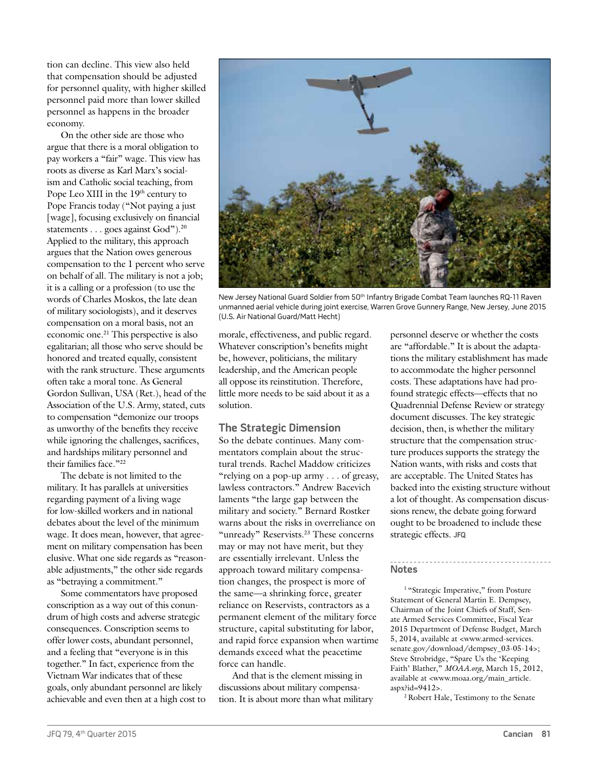tion can decline. This view also held that compensation should be adjusted for personnel quality, with higher skilled personnel paid more than lower skilled personnel as happens in the broader economy.

On the other side are those who argue that there is a moral obligation to pay workers a "fair" wage. This view has roots as diverse as Karl Marx's socialism and Catholic social teaching, from Pope Leo XIII in the 19th century to Pope Francis today ("Not paying a just [wage], focusing exclusively on financial statements . . . goes against God").[20] Applied to the military, this approach argues that the Nation owes generous compensation to the 1 percent who serve on behalf of all. The military is not a job; it is a calling or a profession (to use the words of Charles Moskos, the late dean of military sociologists), and it deserves compensation on a moral basis, not an economic one.[21] This perspective is also egalitarian; all those who serve should be honored and treated equally, consistent with the rank structure. These arguments often take a moral tone. As General Gordon Sullivan, USA (Ret.), head of the Association of the U.S. Army, stated, cuts to compensation "demonize our troops as unworthy of the benefits they receive while ignoring the challenges, sacrifices, and hardships military personnel and their families face."[22]

The debate is not limited to the military. It has parallels at universities regarding payment of a living wage for low-skilled workers and in national debates about the level of the minimum wage. It does mean, however, that agreement on military compensation has been elusive. What one side regards as "reasonable adjustments," the other side regards as "betraying a commitment."

Some commentators have proposed conscription as a way out of this conundrum of high costs and adverse strategic consequences. Conscription seems to offer lower costs, abundant personnel, and a feeling that "everyone is in this together." In fact, experience from the Vietnam War indicates that of these goals, only abundant personnel are likely achievable and even then at a high cost to morale, effectiveness, and public regard. Whatever conscription's benefits might be, however, politicians, the military leadership, and the American people all oppose its reinstitution. Therefore, little more needs to be said about it as a solution.

New Jersey National Guard Soldier from 50th Infantry Brigade Combat Team launches RQ-11 Raven unmanned aerial vehicle during joint exercise, Warren Grove Gunnery Range, New Jersey, June 2015 (U.S. Air National Guard/Matt Hecht)

## The Strategic Dimension

So the debate continues. Many commentators complain about the structural trends. Rachel Maddow criticizes "relying on a pop-up army . . . of greasy, lawless contractors." Andrew Bacevich laments "the large gap between the military and society." Bernard Rostker warns about the risks in overreliance on "unready" Reservists.[23] These concerns may or may not have merit, but they are essentially irrelevant. Unless the approach toward military compensation changes, the prospect is more of the same—a shrinking force, greater reliance on Reservists, contractors as a permanent element of the military force structure, capital substituting for labor, and rapid force expansion when wartime demands exceed what the peacetime force can handle.

And that is the element missing in discussions about military compensation. It is about more than what military personnel deserve or whether the costs are "affordable." It is about the adaptations the military establishment has made to accommodate the higher personnel costs. These adaptations have had profound strategic effects—effects that no Quadrennial Defense Review or strategy document discusses. The key strategic decision, then, is whether the military structure that the compensation structure produces supports the strategy the Nation wants, with risks and costs that are acceptable. The United States has backed into the existing structure without a lot of thought. As compensation discussions renew, the debate going forward ought to be broadened to include these strategic effects. **JFQ**

## Notes

1 "Strategic Imperative," from Posture Statement of General Martin E. Dempsey, Chairman of the Joint Chiefs of Staff, Senate Armed Services Committee, Fiscal Year 2015 Department of Defense Budget, March 5, 2014, available at <www.armed-services.senate.gov/download/dempsey_03-05-14>; Steve Strobridge, "Spare Us the 'Keeping Faith' Blather," *MOAA.org*, March 15, 2012, available at <www.moaa.org/main_article.aspx?id=9412>.

2 Robert Hale, Testimony to the Senate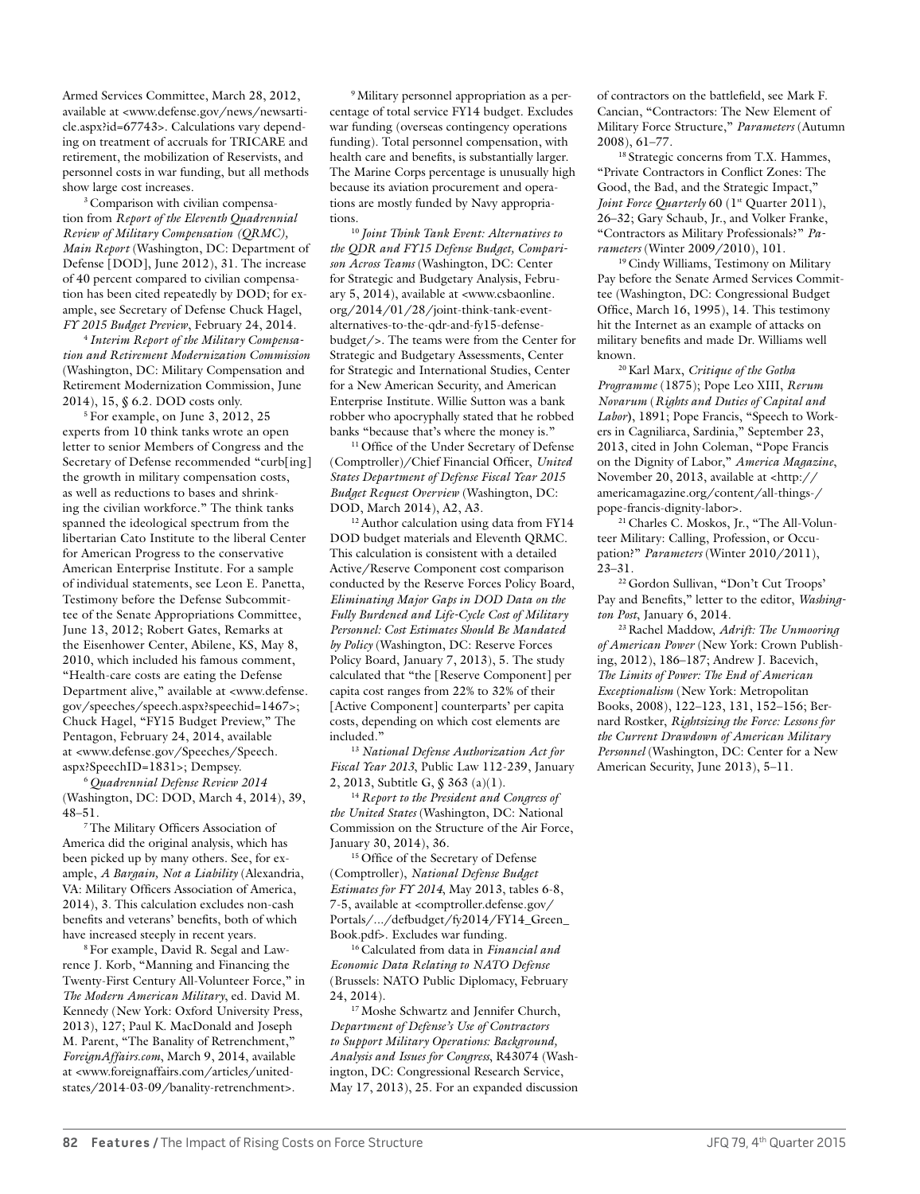Armed Services Committee, March 28, 2012, available at <www.defense.gov/news/newsarticle.aspx?id=67743>. Calculations vary depending on treatment of accruals for TRICARE and retirement, the mobilization of Reservists, and personnel costs in war funding, but all methods show large cost increases.

[3] Comparison with civilian compensation from *Report of the Eleventh Quadrennial Review of Military Compensation (QRMC), Main Report* (Washington, DC: Department of Defense [DOD], June 2012), 31. The increase of 40 percent compared to civilian compensation has been cited repeatedly by DOD; for example, see Secretary of Defense Chuck Hagel, *FY 2015 Budget Preview*, February 24, 2014.

[4] *Interim Report of the Military Compensation and Retirement Modernization Commission* (Washington, DC: Military Compensation and Retirement Modernization Commission, June 2014), 15, § 6.2. DOD costs only.

[5] For example, on June 3, 2012, 25 experts from 10 think tanks wrote an open letter to senior Members of Congress and the Secretary of Defense recommended "curb[ing] the growth in military compensation costs, as well as reductions to bases and shrinking the civilian workforce." The think tanks spanned the ideological spectrum from the libertarian Cato Institute to the liberal Center for American Progress to the conservative American Enterprise Institute. For a sample of individual statements, see Leon E. Panetta, Testimony before the Defense Subcommittee of the Senate Appropriations Committee, June 13, 2012; Robert Gates, Remarks at the Eisenhower Center, Abilene, KS, May 8, 2010, which included his famous comment, "Health-care costs are eating the Defense Department alive," available at <www.defense.gov/speeches/speech.aspx?speechid=1467>; Chuck Hagel, "FY15 Budget Preview," The Pentagon, February 24, 2014, available at <www.defense.gov/Speeches/Speech.aspx?SpeechID=1831>; Dempsey.

[6] *Quadrennial Defense Review 2014* (Washington, DC: DOD, March 4, 2014), 39, 48–51.

[7] The Military Officers Association of America did the original analysis, which has been picked up by many others. See, for example, *A Bargain, Not a Liability* (Alexandria, VA: Military Officers Association of America, 2014), 3. This calculation excludes non-cash benefits and veterans' benefits, both of which have increased steeply in recent years.

[8] For example, David R. Segal and Lawrence J. Korb, "Manning and Financing the Twenty-First Century All-Volunteer Force," in *The Modern American Military*, ed. David M. Kennedy (New York: Oxford University Press, 2013), 127; Paul K. MacDonald and Joseph M. Parent, "The Banality of Retrenchment," *ForeignAffairs.com*, March 9, 2014, available at <www.foreignaffairs.com/articles/united-states/2014-03-09/banality-retrenchment>.

[9] Military personnel appropriation as a percentage of total service FY14 budget. Excludes war funding (overseas contingency operations funding). Total personnel compensation, with health care and benefits, is substantially larger. The Marine Corps percentage is unusually high because its aviation procurement and operations are mostly funded by Navy appropriations.

[10] *Joint Think Tank Event: Alternatives to the QDR and FY15 Defense Budget, Comparison Across Teams* (Washington, DC: Center for Strategic and Budgetary Analysis, February 5, 2014), available at <www.csbaonline.org/2014/01/28/joint-think-tank-event-alternatives-to-the-qdr-and-fy15-defense-budget/>. The teams were from the Center for Strategic and Budgetary Assessments, Center for Strategic and International Studies, Center for a New American Security, and American Enterprise Institute. Willie Sutton was a bank robber who apocryphally stated that he robbed banks "because that's where the money is."

[11] Office of the Under Secretary of Defense (Comptroller)/Chief Financial Officer, *United States Department of Defense Fiscal Year 2015 Budget Request Overview* (Washington, DC: DOD, March 2014), A2, A3.

[12] Author calculation using data from FY14 DOD budget materials and Eleventh QRMC. This calculation is consistent with a detailed Active/Reserve Component cost comparison conducted by the Reserve Forces Policy Board, *Eliminating Major Gaps in DOD Data on the Fully Burdened and Life-Cycle Cost of Military Personnel: Cost Estimates Should Be Mandated by Policy* (Washington, DC: Reserve Forces Policy Board, January 7, 2013), 5. The study calculated that "the [Reserve Component] per capita cost ranges from 22% to 32% of their [Active Component] counterparts' per capita costs, depending on which cost elements are included."

[13] *National Defense Authorization Act for Fiscal Year 2013*, Public Law 112-239, January 2, 2013, Subtitle G, § 363 (a)(1).

[14] *Report to the President and Congress of the United States* (Washington, DC: National Commission on the Structure of the Air Force, January 30, 2014), 36.

[15] Office of the Secretary of Defense (Comptroller), *National Defense Budget Estimates for FY 2014*, May 2013, tables 6-8, 7-5, available at <comptroller.defense.gov/Portals/.../defbudget/fy2014/FY14_Green_Book.pdf>. Excludes war funding.

[16] Calculated from data in *Financial and Economic Data Relating to NATO Defense* (Brussels: NATO Public Diplomacy, February 24, 2014).

[17] Moshe Schwartz and Jennifer Church, *Department of Defense's Use of Contractors to Support Military Operations: Background, Analysis and Issues for Congress*, R43074 (Washington, DC: Congressional Research Service, May 17, 2013), 25. For an expanded discussion of contractors on the battlefield, see Mark F. Cancian, "Contractors: The New Element of Military Force Structure," *Parameters* (Autumn 2008), 61–77.

[18] Strategic concerns from T.X. Hammes, "Private Contractors in Conflict Zones: The Good, the Bad, and the Strategic Impact," *Joint Force Quarterly* 60 (1st Quarter 2011), 26–32; Gary Schaub, Jr., and Volker Franke, "Contractors as Military Professionals?" *Parameters* (Winter 2009/2010), 101.

[19] Cindy Williams, Testimony on Military Pay before the Senate Armed Services Committee (Washington, DC: Congressional Budget Office, March 16, 1995), 14. This testimony hit the Internet as an example of attacks on military benefits and made Dr. Williams well known.

[20] Karl Marx, *Critique of the Gotha Programme* (1875); Pope Leo XIII, *Rerum Novarum* (*Rights and Duties of Capital and Labor*), 1891; Pope Francis, "Speech to Workers in Cagniliarca, Sardinia," September 23, 2013, cited in John Coleman, "Pope Francis on the Dignity of Labor," *America Magazine*, November 20, 2013, available at <http://americamagazine.org/content/all-things-/pope-francis-dignity-labor>.

[21] Charles C. Moskos, Jr., "The All-Volunteer Military: Calling, Profession, or Occupation?" *Parameters* (Winter 2010/2011), 23–31.

[22] Gordon Sullivan, "Don't Cut Troops' Pay and Benefits," letter to the editor, *Washington Post*, January 6, 2014.

[23] Rachel Maddow, *Adrift: The Unmooring of American Power* (New York: Crown Publishing, 2012), 186–187; Andrew J. Bacevich, *The Limits of Power: The End of American Exceptionalism* (New York: Metropolitan Books, 2008), 122–123, 131, 152–156; Bernard Rostker, *Rightsizing the Force: Lessons for the Current Drawdown of American Military Personnel* (Washington, DC: Center for a New American Security, June 2013), 5–11.